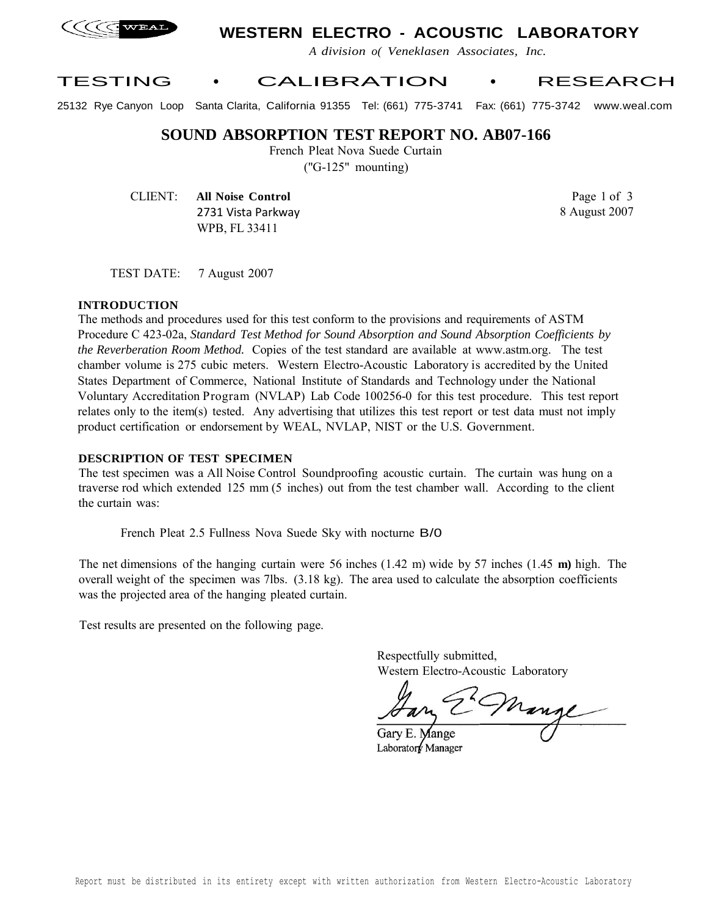# WESTERN ELECTRO - ACOUSTIC LABORATORY

*A division o( Veneklasen Associates, Inc.*

TESTING • CALIBRATION • RESEARCH

25132 Rye Canyon Loop Santa Clarita, California 91355 Tel: (661) 775-3741 Fax: (661) 775-3742 www.weal.com

## SOUND ABSORPTION TEST REPORT NO. AB07-166

French Pleat Nova Suede Curtain
("G-125" mounting)

CLIENT: **All Noise Control**
2731 Vista Parkway
WPB, FL 33411

8 August 2007

TEST DATE: 7 August 2007

### INTRODUCTION

The methods and procedures used for this test conform to the provisions and requirements of ASTM Procedure C 423-02a, *Standard Test Method for Sound Absorption and Sound Absorption Coefficients by the Reverberation Room Method.* Copies of the test standard are available at www.astm.org. The test chamber volume is 275 cubic meters. Western Electro-Acoustic Laboratory is accredited by the United States Department of Commerce, National Institute of Standards and Technology under the National Voluntary Accreditation Program (NVLAP) Lab Code 100256-0 for this test procedure. This test report relates only to the item(s) tested. Any advertising that utilizes this test report or test data must not imply product certification or endorsement by WEAL, NVLAP, NIST or the U.S. Government.

### DESCRIPTION OF TEST SPECIMEN

The test specimen was a All Noise Control Soundproofing acoustic curtain. The curtain was hung on a traverse rod which extended 125 mm (5 inches) out from the test chamber wall. According to the client the curtain was:

French Pleat 2.5 Fullness Nova Suede Sky with nocturne B/O

The net dimensions of the hanging curtain were 56 inches (1.42 m) wide by 57 inches (1.45 **m)** high. The overall weight of the specimen was 7lbs. (3.18 kg). The area used to calculate the absorption coefficients was the projected area of the hanging pleated curtain.

Test results are presented on the following page.

Respectfully submitted,
Western Electro-Acoustic Laboratory

Gary E. Mange
Laboratory Manager

Report must be distributed in its entirety except with written authorization from Western Electro-Acoustic Laboratory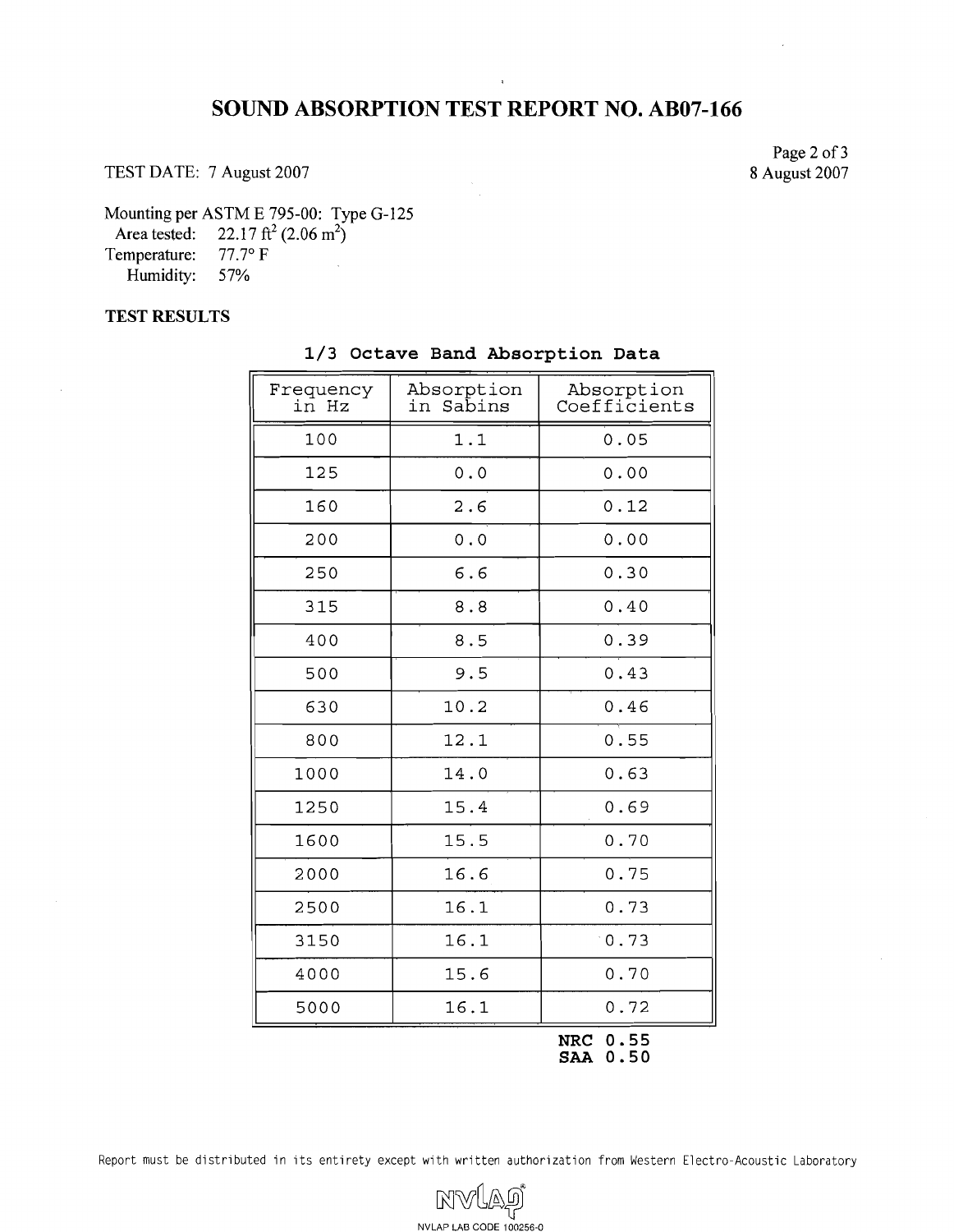# SOUND ABSORPTION TEST REPORT NO. AB07-166

TEST DATE: 7 August 2007

8 August 2007

Mounting per ASTM E 795-00: Type G-125
Area tested: 22.17 ft$^2$ (2.06 m$^2$)
Temperature: 77.7° F
Humidity: 57%

**TEST RESULTS**

**1/3 Octave Band Absorption Data**

| Frequency in Hz | Absorption in Sabins | Absorption Coefficients |
|---|---|---|
| 100 | 1.1 | 0.05 |
| 125 | 0.0 | 0.00 |
| 160 | 2.6 | 0.12 |
| 200 | 0.0 | 0.00 |
| 250 | 6.6 | 0.30 |
| 315 | 8.8 | 0.40 |
| 400 | 8.5 | 0.39 |
| 500 | 9.5 | 0.43 |
| 630 | 10.2 | 0.46 |
| 800 | 12.1 | 0.55 |
| 1000 | 14.0 | 0.63 |
| 1250 | 15.4 | 0.69 |
| 1600 | 15.5 | 0.70 |
| 2000 | 16.6 | 0.75 |
| 2500 | 16.1 | 0.73 |
| 3150 | 16.1 | 0.73 |
| 4000 | 15.6 | 0.70 |
| 5000 | 16.1 | 0.72 |

**NRC 0.55**
**SAA 0.50**

Report must be distributed in its entirety except with written authorization from Western Electro-Acoustic Laboratory

NVLAP LAB CODE 100256-0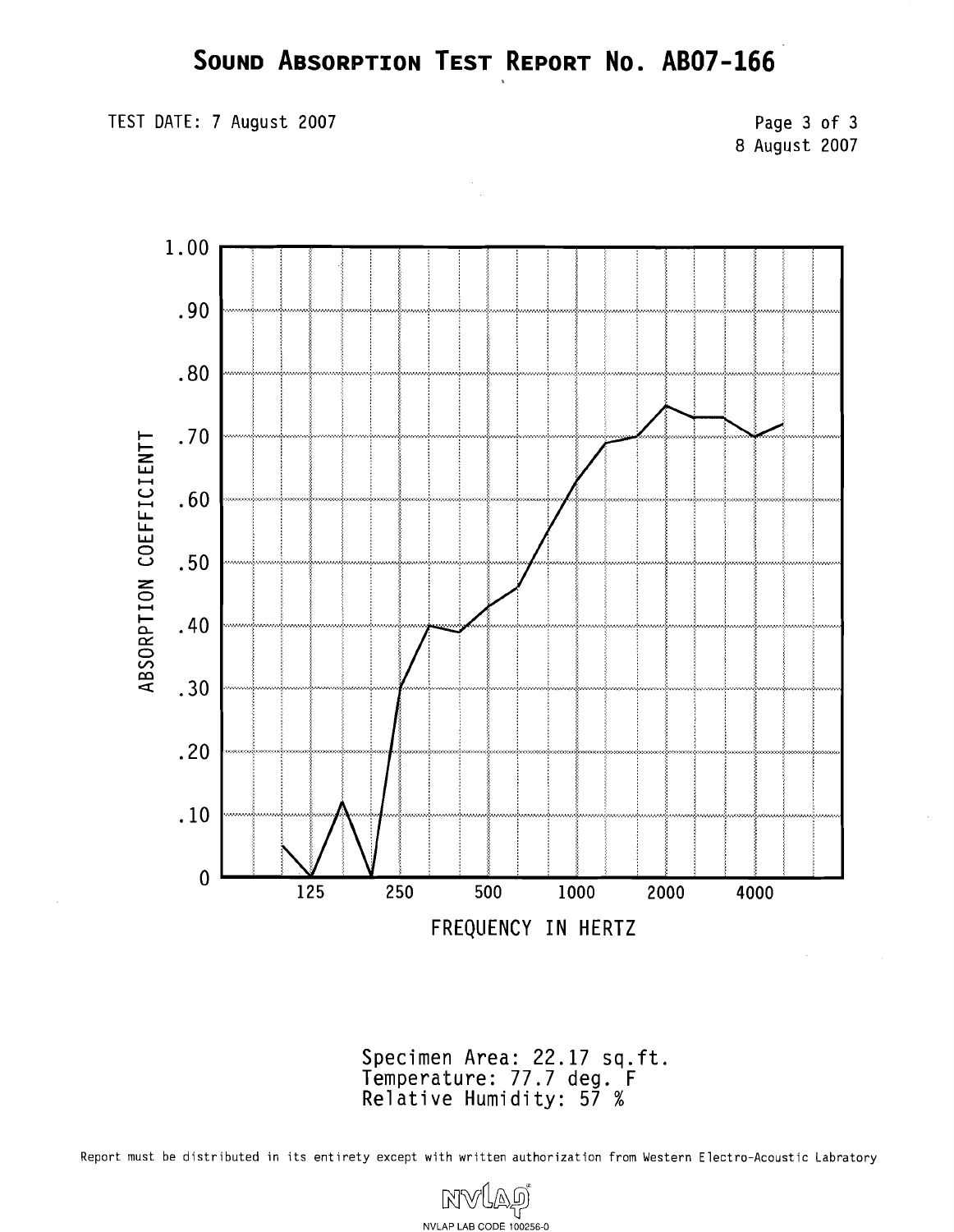# SOUND ABSORPTION TEST REPORT NO. AB07-166

TEST DATE: 7 August 2007

8 August 2007

1.00
.90
.80
.70
.60
.50
.40
.30
.20
.10
0

ABSORPTION COEFFICIENTT

125
250
500
1000
2000
4000

FREQUENCY IN HERTZ

Specimen Area: 22.17 sq.ft.
Temperature: 77.7 deg. F
Relative Humidity: 57 %

Report must be distributed in its entirety except with written authorization from Western Electro-Acoustic Labratory

NVLAP LAB CODE 100256-0